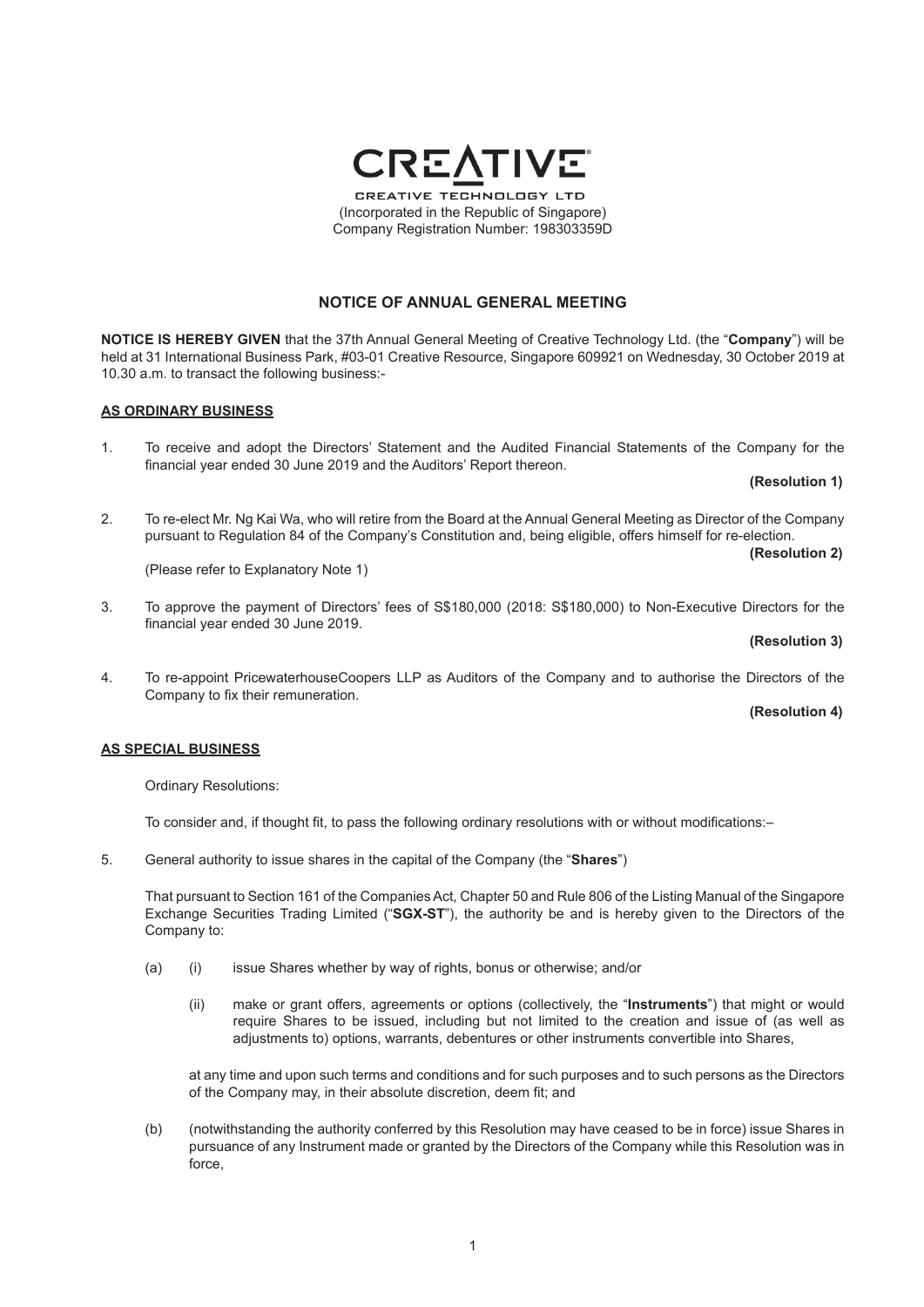# CREATIVE

CREATIVE TECHNOLOGY LTD
(Incorporated in the Republic of Singapore)
Company Registration Number: 198303359D

## NOTICE OF ANNUAL GENERAL MEETING

**NOTICE IS HEREBY GIVEN** that the 37th Annual General Meeting of Creative Technology Ltd. (the "**Company**") will be held at 31 International Business Park, #03-01 Creative Resource, Singapore 609921 on Wednesday, 30 October 2019 at 10.30 a.m. to transact the following business:-

### AS ORDINARY BUSINESS

1. To receive and adopt the Directors' Statement and the Audited Financial Statements of the Company for the financial year ended 30 June 2019 and the Auditors' Report thereon.

   **(Resolution 1)**

2. To re-elect Mr. Ng Kai Wa, who will retire from the Board at the Annual General Meeting as Director of the Company pursuant to Regulation 84 of the Company's Constitution and, being eligible, offers himself for re-election.

   **(Resolution 2)**

   (Please refer to Explanatory Note 1)

3. To approve the payment of Directors' fees of S$180,000 (2018: S$180,000) to Non-Executive Directors for the financial year ended 30 June 2019.

   **(Resolution 3)**

4. To re-appoint PricewaterhouseCoopers LLP as Auditors of the Company and to authorise the Directors of the Company to fix their remuneration.

   **(Resolution 4)**

### AS SPECIAL BUSINESS

Ordinary Resolutions:

To consider and, if thought fit, to pass the following ordinary resolutions with or without modifications:–

5. General authority to issue shares in the capital of the Company (the "**Shares**")

   That pursuant to Section 161 of the Companies Act, Chapter 50 and Rule 806 of the Listing Manual of the Singapore Exchange Securities Trading Limited ("**SGX-ST**"), the authority be and is hereby given to the Directors of the Company to:

   (a) (i) issue Shares whether by way of rights, bonus or otherwise; and/or

   (ii) make or grant offers, agreements or options (collectively, the "**Instruments**") that might or would require Shares to be issued, including but not limited to the creation and issue of (as well as adjustments to) options, warrants, debentures or other instruments convertible into Shares,

   at any time and upon such terms and conditions and for such purposes and to such persons as the Directors of the Company may, in their absolute discretion, deem fit; and

   (b) (notwithstanding the authority conferred by this Resolution may have ceased to be in force) issue Shares in pursuance of any Instrument made or granted by the Directors of the Company while this Resolution was in force,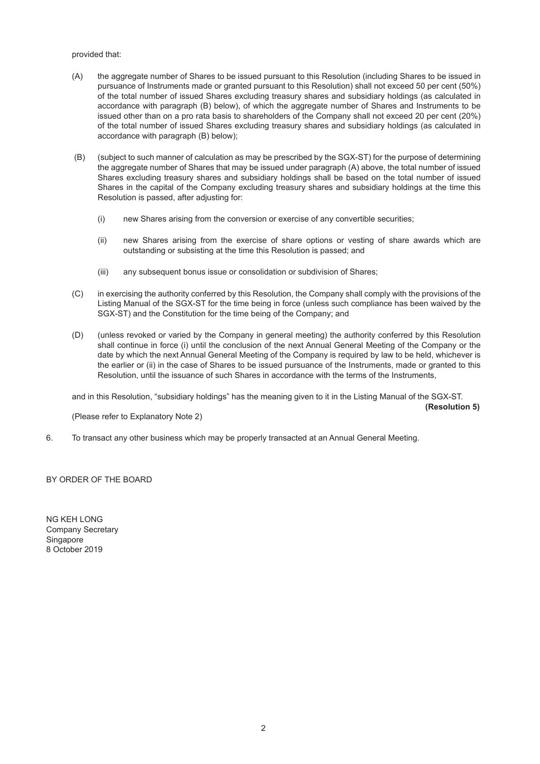provided that:

(A) the aggregate number of Shares to be issued pursuant to this Resolution (including Shares to be issued in pursuance of Instruments made or granted pursuant to this Resolution) shall not exceed 50 per cent (50%) of the total number of issued Shares excluding treasury shares and subsidiary holdings (as calculated in accordance with paragraph (B) below), of which the aggregate number of Shares and Instruments to be issued other than on a pro rata basis to shareholders of the Company shall not exceed 20 per cent (20%) of the total number of issued Shares excluding treasury shares and subsidiary holdings (as calculated in accordance with paragraph (B) below);

(B) (subject to such manner of calculation as may be prescribed by the SGX-ST) for the purpose of determining the aggregate number of Shares that may be issued under paragraph (A) above, the total number of issued Shares excluding treasury shares and subsidiary holdings shall be based on the total number of issued Shares in the capital of the Company excluding treasury shares and subsidiary holdings at the time this Resolution is passed, after adjusting for:

   (i) new Shares arising from the conversion or exercise of any convertible securities;

   (ii) new Shares arising from the exercise of share options or vesting of share awards which are outstanding or subsisting at the time this Resolution is passed; and

   (iii) any subsequent bonus issue or consolidation or subdivision of Shares;

(C) in exercising the authority conferred by this Resolution, the Company shall comply with the provisions of the Listing Manual of the SGX-ST for the time being in force (unless such compliance has been waived by the SGX-ST) and the Constitution for the time being of the Company; and

(D) (unless revoked or varied by the Company in general meeting) the authority conferred by this Resolution shall continue in force (i) until the conclusion of the next Annual General Meeting of the Company or the date by which the next Annual General Meeting of the Company is required by law to be held, whichever is the earlier or (ii) in the case of Shares to be issued pursuance of the Instruments, made or granted to this Resolution, until the issuance of such Shares in accordance with the terms of the Instruments,

and in this Resolution, "subsidiary holdings" has the meaning given to it in the Listing Manual of the SGX-ST.

**(Resolution 5)**

(Please refer to Explanatory Note 2)

6. To transact any other business which may be properly transacted at an Annual General Meeting.

BY ORDER OF THE BOARD

NG KEH LONG
Company Secretary
Singapore
8 October 2019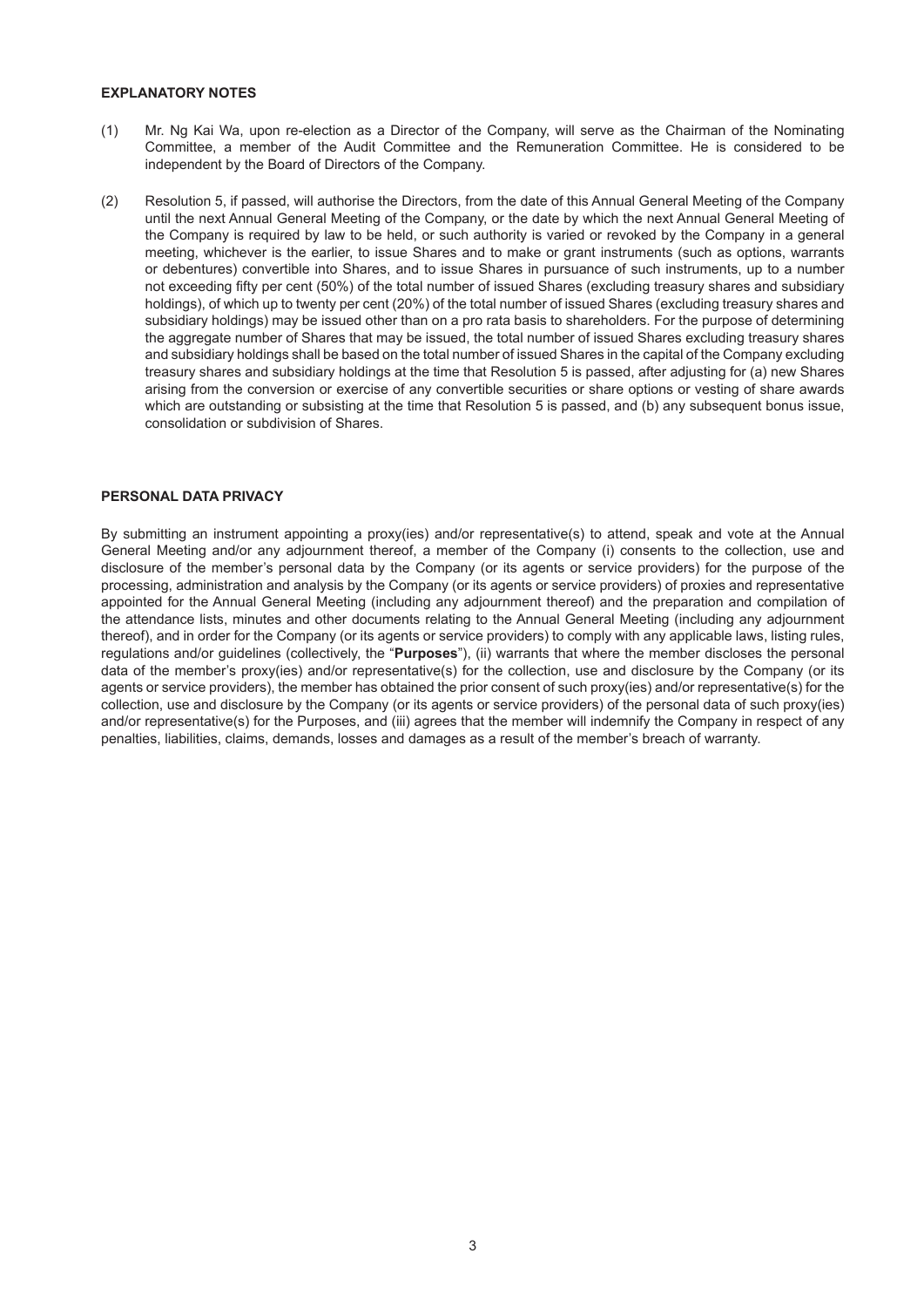## EXPLANATORY NOTES

(1) Mr. Ng Kai Wa, upon re-election as a Director of the Company, will serve as the Chairman of the Nominating Committee, a member of the Audit Committee and the Remuneration Committee. He is considered to be independent by the Board of Directors of the Company.

(2) Resolution 5, if passed, will authorise the Directors, from the date of this Annual General Meeting of the Company until the next Annual General Meeting of the Company, or the date by which the next Annual General Meeting of the Company is required by law to be held, or such authority is varied or revoked by the Company in a general meeting, whichever is the earlier, to issue Shares and to make or grant instruments (such as options, warrants or debentures) convertible into Shares, and to issue Shares in pursuance of such instruments, up to a number not exceeding fifty per cent (50%) of the total number of issued Shares (excluding treasury shares and subsidiary holdings), of which up to twenty per cent (20%) of the total number of issued Shares (excluding treasury shares and subsidiary holdings) may be issued other than on a pro rata basis to shareholders. For the purpose of determining the aggregate number of Shares that may be issued, the total number of issued Shares excluding treasury shares and subsidiary holdings shall be based on the total number of issued Shares in the capital of the Company excluding treasury shares and subsidiary holdings at the time that Resolution 5 is passed, after adjusting for (a) new Shares arising from the conversion or exercise of any convertible securities or share options or vesting of share awards which are outstanding or subsisting at the time that Resolution 5 is passed, and (b) any subsequent bonus issue, consolidation or subdivision of Shares.

## PERSONAL DATA PRIVACY

By submitting an instrument appointing a proxy(ies) and/or representative(s) to attend, speak and vote at the Annual General Meeting and/or any adjournment thereof, a member of the Company (i) consents to the collection, use and disclosure of the member's personal data by the Company (or its agents or service providers) for the purpose of the processing, administration and analysis by the Company (or its agents or service providers) of proxies and representative appointed for the Annual General Meeting (including any adjournment thereof) and the preparation and compilation of the attendance lists, minutes and other documents relating to the Annual General Meeting (including any adjournment thereof), and in order for the Company (or its agents or service providers) to comply with any applicable laws, listing rules, regulations and/or guidelines (collectively, the "**Purposes**"), (ii) warrants that where the member discloses the personal data of the member's proxy(ies) and/or representative(s) for the collection, use and disclosure by the Company (or its agents or service providers), the member has obtained the prior consent of such proxy(ies) and/or representative(s) for the collection, use and disclosure by the Company (or its agents or service providers) of the personal data of such proxy(ies) and/or representative(s) for the Purposes, and (iii) agrees that the member will indemnify the Company in respect of any penalties, liabilities, claims, demands, losses and damages as a result of the member's breach of warranty.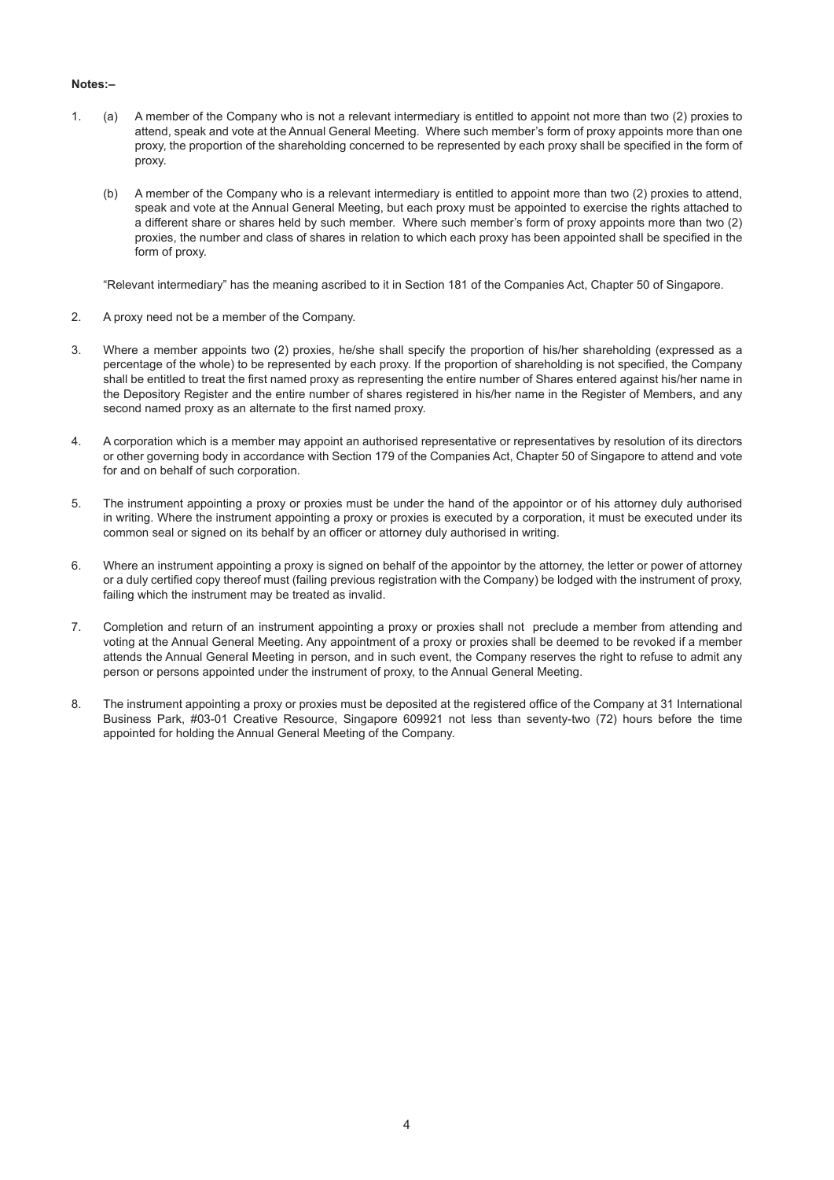**Notes:–**

1. (a) A member of the Company who is not a relevant intermediary is entitled to appoint not more than two (2) proxies to attend, speak and vote at the Annual General Meeting. Where such member's form of proxy appoints more than one proxy, the proportion of the shareholding concerned to be represented by each proxy shall be specified in the form of proxy.

   (b) A member of the Company who is a relevant intermediary is entitled to appoint more than two (2) proxies to attend, speak and vote at the Annual General Meeting, but each proxy must be appointed to exercise the rights attached to a different share or shares held by such member. Where such member's form of proxy appoints more than two (2) proxies, the number and class of shares in relation to which each proxy has been appointed shall be specified in the form of proxy.

   "Relevant intermediary" has the meaning ascribed to it in Section 181 of the Companies Act, Chapter 50 of Singapore.

2. A proxy need not be a member of the Company.

3. Where a member appoints two (2) proxies, he/she shall specify the proportion of his/her shareholding (expressed as a percentage of the whole) to be represented by each proxy. If the proportion of shareholding is not specified, the Company shall be entitled to treat the first named proxy as representing the entire number of Shares entered against his/her name in the Depository Register and the entire number of shares registered in his/her name in the Register of Members, and any second named proxy as an alternate to the first named proxy.

4. A corporation which is a member may appoint an authorised representative or representatives by resolution of its directors or other governing body in accordance with Section 179 of the Companies Act, Chapter 50 of Singapore to attend and vote for and on behalf of such corporation.

5. The instrument appointing a proxy or proxies must be under the hand of the appointor or of his attorney duly authorised in writing. Where the instrument appointing a proxy or proxies is executed by a corporation, it must be executed under its common seal or signed on its behalf by an officer or attorney duly authorised in writing.

6. Where an instrument appointing a proxy is signed on behalf of the appointor by the attorney, the letter or power of attorney or a duly certified copy thereof must (failing previous registration with the Company) be lodged with the instrument of proxy, failing which the instrument may be treated as invalid.

7. Completion and return of an instrument appointing a proxy or proxies shall not preclude a member from attending and voting at the Annual General Meeting. Any appointment of a proxy or proxies shall be deemed to be revoked if a member attends the Annual General Meeting in person, and in such event, the Company reserves the right to refuse to admit any person or persons appointed under the instrument of proxy, to the Annual General Meeting.

8. The instrument appointing a proxy or proxies must be deposited at the registered office of the Company at 31 International Business Park, #03-01 Creative Resource, Singapore 609921 not less than seventy-two (72) hours before the time appointed for holding the Annual General Meeting of the Company.